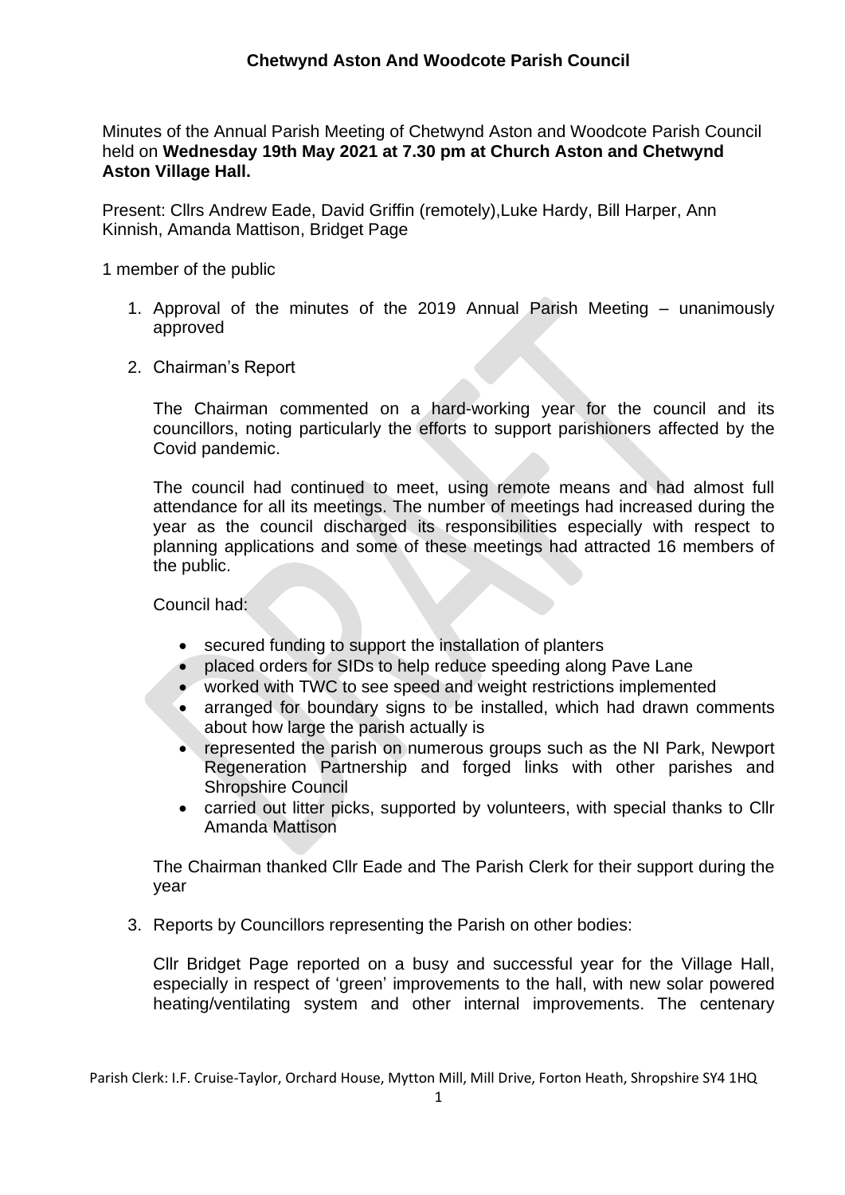# Chetwynd Aston And Woodcote Parish Council

Minutes of the Annual Parish Meeting of Chetwynd Aston and Woodcote Parish Council held on **Wednesday 19th May 2021 at 7.30 pm at Church Aston and Chetwynd Aston Village Hall.**

Present: Cllrs Andrew Eade, David Griffin (remotely),Luke Hardy, Bill Harper, Ann Kinnish, Amanda Mattison, Bridget Page

1 member of the public

1. Approval of the minutes of the 2019 Annual Parish Meeting – unanimously approved

2. Chairman's Report

   The Chairman commented on a hard-working year for the council and its councillors, noting particularly the efforts to support parishioners affected by the Covid pandemic.

   The council had continued to meet, using remote means and had almost full attendance for all its meetings. The number of meetings had increased during the year as the council discharged its responsibilities especially with respect to planning applications and some of these meetings had attracted 16 members of the public.

   Council had:

   - secured funding to support the installation of planters
   - placed orders for SIDs to help reduce speeding along Pave Lane
   - worked with TWC to see speed and weight restrictions implemented
   - arranged for boundary signs to be installed, which had drawn comments about how large the parish actually is
   - represented the parish on numerous groups such as the NI Park, Newport Regeneration Partnership and forged links with other parishes and Shropshire Council
   - carried out litter picks, supported by volunteers, with special thanks to Cllr Amanda Mattison

   The Chairman thanked Cllr Eade and The Parish Clerk for their support during the year

3. Reports by Councillors representing the Parish on other bodies:

   Cllr Bridget Page reported on a busy and successful year for the Village Hall, especially in respect of 'green' improvements to the hall, with new solar powered heating/ventilating system and other internal improvements. The centenary

Parish Clerk: I.F. Cruise-Taylor, Orchard House, Mytton Mill, Mill Drive, Forton Heath, Shropshire SY4 1HQ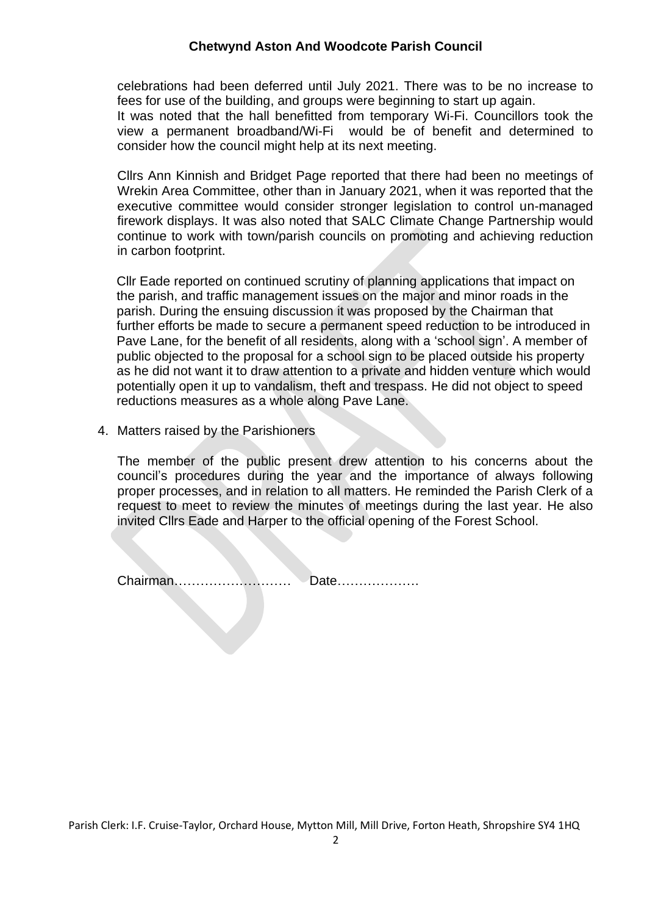celebrations had been deferred until July 2021. There was to be no increase to fees for use of the building, and groups were beginning to start up again.
It was noted that the hall benefitted from temporary Wi-Fi. Councillors took the view a permanent broadband/Wi-Fi would be of benefit and determined to consider how the council might help at its next meeting.

Cllrs Ann Kinnish and Bridget Page reported that there had been no meetings of Wrekin Area Committee, other than in January 2021, when it was reported that the executive committee would consider stronger legislation to control un-managed firework displays. It was also noted that SALC Climate Change Partnership would continue to work with town/parish councils on promoting and achieving reduction in carbon footprint.

Cllr Eade reported on continued scrutiny of planning applications that impact on the parish, and traffic management issues on the major and minor roads in the parish. During the ensuing discussion it was proposed by the Chairman that further efforts be made to secure a permanent speed reduction to be introduced in Pave Lane, for the benefit of all residents, along with a 'school sign'. A member of public objected to the proposal for a school sign to be placed outside his property as he did not want it to draw attention to a private and hidden venture which would potentially open it up to vandalism, theft and trespass. He did not object to speed reductions measures as a whole along Pave Lane.

4. Matters raised by the Parishioners

   The member of the public present drew attention to his concerns about the council's procedures during the year and the importance of always following proper processes, and in relation to all matters. He reminded the Parish Clerk of a request to meet to review the minutes of meetings during the last year. He also invited Cllrs Eade and Harper to the official opening of the Forest School.

Chairman……………………… Date……………….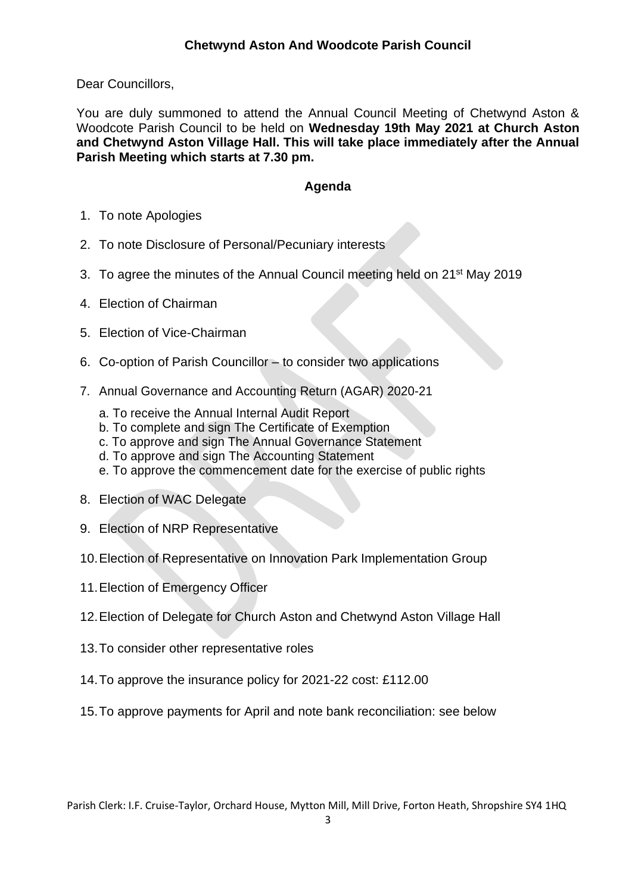## Chetwynd Aston And Woodcote Parish Council

Dear Councillors,

You are duly summoned to attend the Annual Council Meeting of Chetwynd Aston & Woodcote Parish Council to be held on **Wednesday 19th May 2021 at Church Aston and Chetwynd Aston Village Hall. This will take place immediately after the Annual Parish Meeting which starts at 7.30 pm.**

### Agenda

1. To note Apologies
2. To note Disclosure of Personal/Pecuniary interests
3. To agree the minutes of the Annual Council meeting held on 21st May 2019
4. Election of Chairman
5. Election of Vice-Chairman
6. Co-option of Parish Councillor – to consider two applications
7. Annual Governance and Accounting Return (AGAR) 2020-21
   a. To receive the Annual Internal Audit Report
   b. To complete and sign The Certificate of Exemption
   c. To approve and sign The Annual Governance Statement
   d. To approve and sign The Accounting Statement
   e. To approve the commencement date for the exercise of public rights
8. Election of WAC Delegate
9. Election of NRP Representative
10. Election of Representative on Innovation Park Implementation Group
11. Election of Emergency Officer
12. Election of Delegate for Church Aston and Chetwynd Aston Village Hall
13. To consider other representative roles
14. To approve the insurance policy for 2021-22 cost: £112.00
15. To approve payments for April and note bank reconciliation: see below

Parish Clerk: I.F. Cruise-Taylor, Orchard House, Mytton Mill, Mill Drive, Forton Heath, Shropshire SY4 1HQ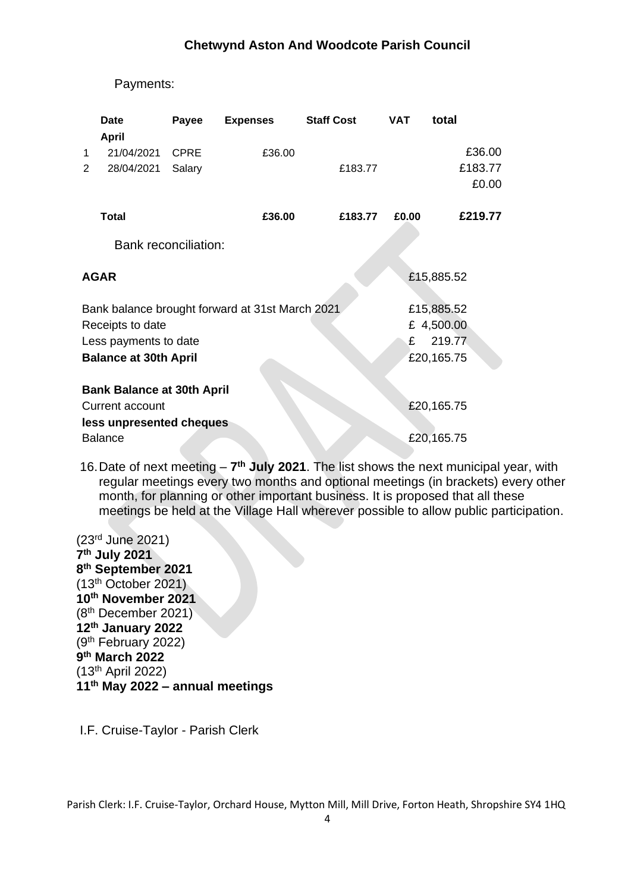Payments:

| | Date | Payee | Expenses | Staff Cost | VAT | total |
|---|---|---|---|---|---|---|
| | **April** | | | | | |
| 1 | 21/04/2021 | CPRE | £36.00 | | | £36.00 |
| 2 | 28/04/2021 | Salary | | £183.77 | | £183.77 |
| | | | | | | £0.00 |
| | **Total** | | **£36.00** | **£183.77** | **£0.00** | **£219.77** |

Bank reconciliation:

| | |
|---|---|
| **AGAR** | £15,885.52 |
| Bank balance brought forward at 31st March 2021 | £15,885.52 |
| Receipts to date | £ 4,500.00 |
| Less payments to date | £ 219.77 |
| **Balance at 30th April** | £20,165.75 |
| **Bank Balance at 30th April** | |
| Current account | £20,165.75 |
| **less unpresented cheques** | |
| Balance | £20,165.75 |

16. Date of next meeting – **7th July 2021**. The list shows the next municipal year, with regular meetings every two months and optional meetings (in brackets) every other month, for planning or other important business. It is proposed that all these meetings be held at the Village Hall wherever possible to allow public participation.

(23rd June 2021)
**7th July 2021**
**8th September 2021**
(13th October 2021)
**10th November 2021**
(8th December 2021)
**12th January 2022**
(9th February 2022)
**9th March 2022**
(13th April 2022)
**11th May 2022 – annual meetings**

I.F. Cruise-Taylor - Parish Clerk

Parish Clerk: I.F. Cruise-Taylor, Orchard House, Mytton Mill, Mill Drive, Forton Heath, Shropshire SY4 1HQ